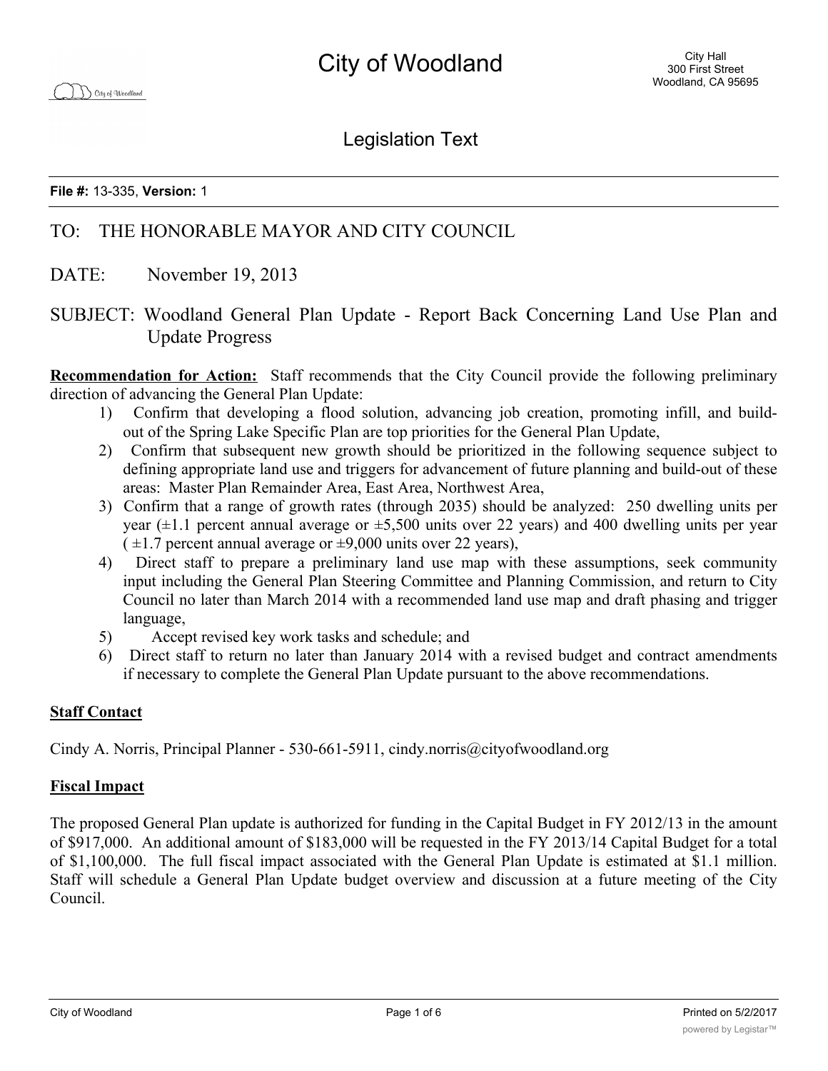# City of Woodland

City Hall
300 First Street
Woodland, CA 95695

## Legislation Text

**File #:** 13-335, **Version:** 1

TO: THE HONORABLE MAYOR AND CITY COUNCIL

DATE: November 19, 2013

SUBJECT: Woodland General Plan Update - Report Back Concerning Land Use Plan and Update Progress

**Recommendation for Action:** Staff recommends that the City Council provide the following preliminary direction of advancing the General Plan Update:

1) Confirm that developing a flood solution, advancing job creation, promoting infill, and build-out of the Spring Lake Specific Plan are top priorities for the General Plan Update,
2) Confirm that subsequent new growth should be prioritized in the following sequence subject to defining appropriate land use and triggers for advancement of future planning and build-out of these areas: Master Plan Remainder Area, East Area, Northwest Area,
3) Confirm that a range of growth rates (through 2035) should be analyzed: 250 dwelling units per year (±1.1 percent annual average or ±5,500 units over 22 years) and 400 dwelling units per year ( ±1.7 percent annual average or ±9,000 units over 22 years),
4) Direct staff to prepare a preliminary land use map with these assumptions, seek community input including the General Plan Steering Committee and Planning Commission, and return to City Council no later than March 2014 with a recommended land use map and draft phasing and trigger language,
5) Accept revised key work tasks and schedule; and
6) Direct staff to return no later than January 2014 with a revised budget and contract amendments if necessary to complete the General Plan Update pursuant to the above recommendations.

**Staff Contact**

Cindy A. Norris, Principal Planner - 530-661-5911, cindy.norris@cityofwoodland.org

**Fiscal Impact**

The proposed General Plan update is authorized for funding in the Capital Budget in FY 2012/13 in the amount of $917,000. An additional amount of $183,000 will be requested in the FY 2013/14 Capital Budget for a total of $1,100,000. The full fiscal impact associated with the General Plan Update is estimated at $1.1 million. Staff will schedule a General Plan Update budget overview and discussion at a future meeting of the City Council.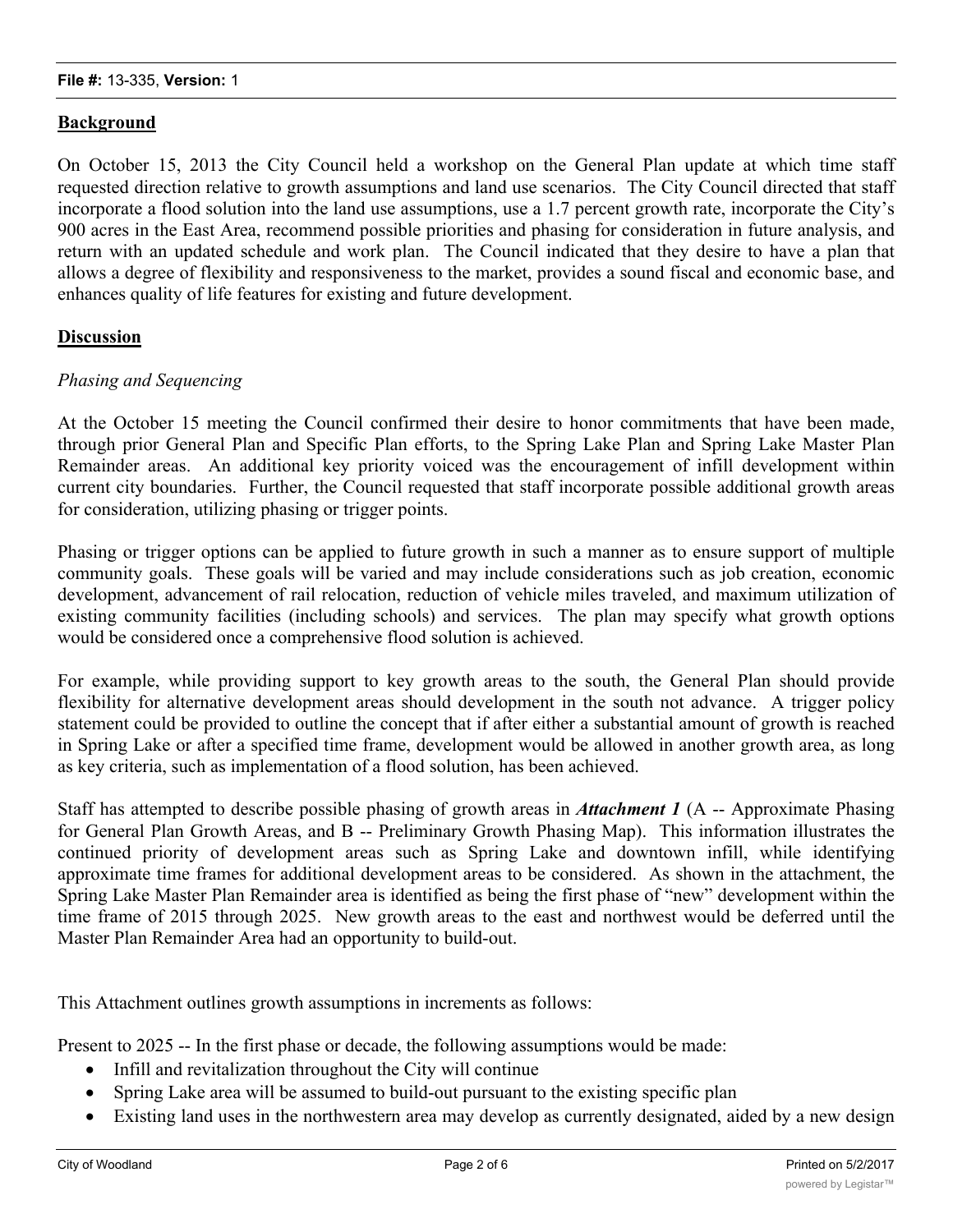## Background

On October 15, 2013 the City Council held a workshop on the General Plan update at which time staff requested direction relative to growth assumptions and land use scenarios. The City Council directed that staff incorporate a flood solution into the land use assumptions, use a 1.7 percent growth rate, incorporate the City's 900 acres in the East Area, recommend possible priorities and phasing for consideration in future analysis, and return with an updated schedule and work plan. The Council indicated that they desire to have a plan that allows a degree of flexibility and responsiveness to the market, provides a sound fiscal and economic base, and enhances quality of life features for existing and future development.

## Discussion

*Phasing and Sequencing*

At the October 15 meeting the Council confirmed their desire to honor commitments that have been made, through prior General Plan and Specific Plan efforts, to the Spring Lake Plan and Spring Lake Master Plan Remainder areas. An additional key priority voiced was the encouragement of infill development within current city boundaries. Further, the Council requested that staff incorporate possible additional growth areas for consideration, utilizing phasing or trigger points.

Phasing or trigger options can be applied to future growth in such a manner as to ensure support of multiple community goals. These goals will be varied and may include considerations such as job creation, economic development, advancement of rail relocation, reduction of vehicle miles traveled, and maximum utilization of existing community facilities (including schools) and services. The plan may specify what growth options would be considered once a comprehensive flood solution is achieved.

For example, while providing support to key growth areas to the south, the General Plan should provide flexibility for alternative development areas should development in the south not advance. A trigger policy statement could be provided to outline the concept that if after either a substantial amount of growth is reached in Spring Lake or after a specified time frame, development would be allowed in another growth area, as long as key criteria, such as implementation of a flood solution, has been achieved.

Staff has attempted to describe possible phasing of growth areas in ***Attachment 1*** (A -- Approximate Phasing for General Plan Growth Areas, and B -- Preliminary Growth Phasing Map). This information illustrates the continued priority of development areas such as Spring Lake and downtown infill, while identifying approximate time frames for additional development areas to be considered. As shown in the attachment, the Spring Lake Master Plan Remainder area is identified as being the first phase of "new" development within the time frame of 2015 through 2025. New growth areas to the east and northwest would be deferred until the Master Plan Remainder Area had an opportunity to build-out.

This Attachment outlines growth assumptions in increments as follows:

Present to 2025 -- In the first phase or decade, the following assumptions would be made:

- Infill and revitalization throughout the City will continue
- Spring Lake area will be assumed to build-out pursuant to the existing specific plan
- Existing land uses in the northwestern area may develop as currently designated, aided by a new design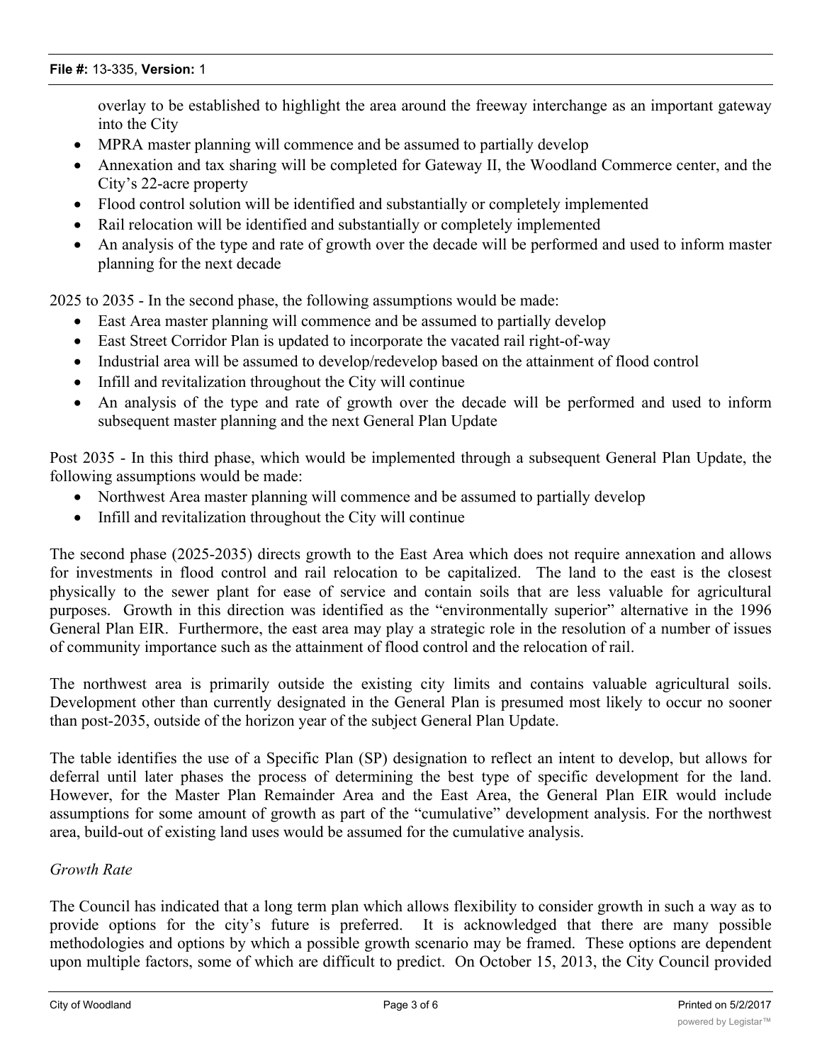overlay to be established to highlight the area around the freeway interchange as an important gateway into the City

- MPRA master planning will commence and be assumed to partially develop
- Annexation and tax sharing will be completed for Gateway II, the Woodland Commerce center, and the City's 22-acre property
- Flood control solution will be identified and substantially or completely implemented
- Rail relocation will be identified and substantially or completely implemented
- An analysis of the type and rate of growth over the decade will be performed and used to inform master planning for the next decade

2025 to 2035 - In the second phase, the following assumptions would be made:

- East Area master planning will commence and be assumed to partially develop
- East Street Corridor Plan is updated to incorporate the vacated rail right-of-way
- Industrial area will be assumed to develop/redevelop based on the attainment of flood control
- Infill and revitalization throughout the City will continue
- An analysis of the type and rate of growth over the decade will be performed and used to inform subsequent master planning and the next General Plan Update

Post 2035 - In this third phase, which would be implemented through a subsequent General Plan Update, the following assumptions would be made:

- Northwest Area master planning will commence and be assumed to partially develop
- Infill and revitalization throughout the City will continue

The second phase (2025-2035) directs growth to the East Area which does not require annexation and allows for investments in flood control and rail relocation to be capitalized. The land to the east is the closest physically to the sewer plant for ease of service and contain soils that are less valuable for agricultural purposes. Growth in this direction was identified as the "environmentally superior" alternative in the 1996 General Plan EIR. Furthermore, the east area may play a strategic role in the resolution of a number of issues of community importance such as the attainment of flood control and the relocation of rail.

The northwest area is primarily outside the existing city limits and contains valuable agricultural soils. Development other than currently designated in the General Plan is presumed most likely to occur no sooner than post-2035, outside of the horizon year of the subject General Plan Update.

The table identifies the use of a Specific Plan (SP) designation to reflect an intent to develop, but allows for deferral until later phases the process of determining the best type of specific development for the land. However, for the Master Plan Remainder Area and the East Area, the General Plan EIR would include assumptions for some amount of growth as part of the "cumulative" development analysis. For the northwest area, build-out of existing land uses would be assumed for the cumulative analysis.

*Growth Rate*

The Council has indicated that a long term plan which allows flexibility to consider growth in such a way as to provide options for the city's future is preferred. It is acknowledged that there are many possible methodologies and options by which a possible growth scenario may be framed. These options are dependent upon multiple factors, some of which are difficult to predict. On October 15, 2013, the City Council provided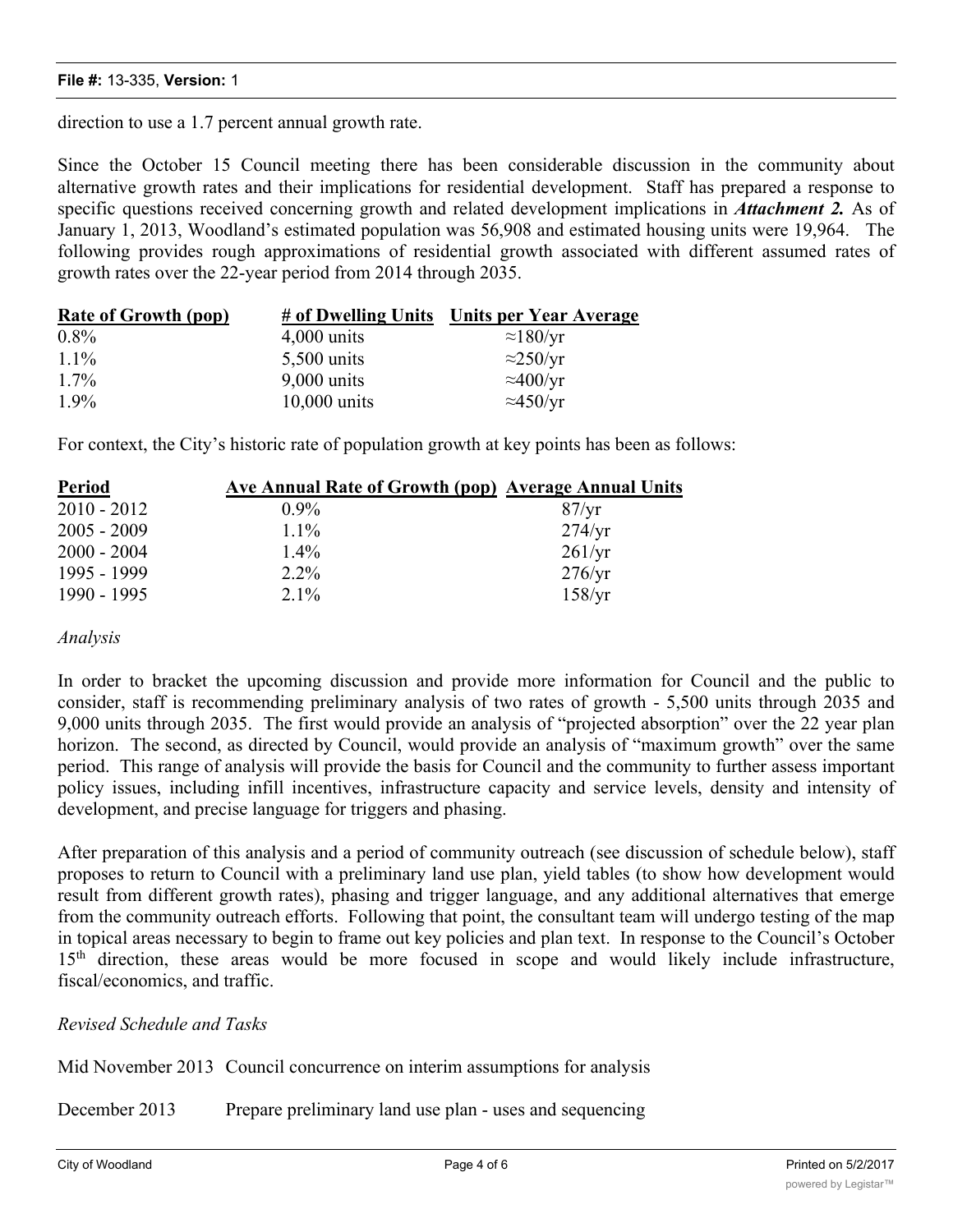direction to use a 1.7 percent annual growth rate.

Since the October 15 Council meeting there has been considerable discussion in the community about alternative growth rates and their implications for residential development. Staff has prepared a response to specific questions received concerning growth and related development implications in ***Attachment 2.*** As of January 1, 2013, Woodland's estimated population was 56,908 and estimated housing units were 19,964. The following provides rough approximations of residential growth associated with different assumed rates of growth rates over the 22-year period from 2014 through 2035.

| Rate of Growth (pop) | # of Dwelling Units | Units per Year Average |
|---|---|---|
| 0.8% | 4,000 units | ≈180/yr |
| 1.1% | 5,500 units | ≈250/yr |
| 1.7% | 9,000 units | ≈400/yr |
| 1.9% | 10,000 units | ≈450/yr |

For context, the City's historic rate of population growth at key points has been as follows:

| Period | Ave Annual Rate of Growth (pop) | Average Annual Units |
|---|---|---|
| 2010 - 2012 | 0.9% | 87/yr |
| 2005 - 2009 | 1.1% | 274/yr |
| 2000 - 2004 | 1.4% | 261/yr |
| 1995 - 1999 | 2.2% | 276/yr |
| 1990 - 1995 | 2.1% | 158/yr |

*Analysis*

In order to bracket the upcoming discussion and provide more information for Council and the public to consider, staff is recommending preliminary analysis of two rates of growth - 5,500 units through 2035 and 9,000 units through 2035. The first would provide an analysis of "projected absorption" over the 22 year plan horizon. The second, as directed by Council, would provide an analysis of "maximum growth" over the same period. This range of analysis will provide the basis for Council and the community to further assess important policy issues, including infill incentives, infrastructure capacity and service levels, density and intensity of development, and precise language for triggers and phasing.

After preparation of this analysis and a period of community outreach (see discussion of schedule below), staff proposes to return to Council with a preliminary land use plan, yield tables (to show how development would result from different growth rates), phasing and trigger language, and any additional alternatives that emerge from the community outreach efforts. Following that point, the consultant team will undergo testing of the map in topical areas necessary to begin to frame out key policies and plan text. In response to the Council's October 15th direction, these areas would be more focused in scope and would likely include infrastructure, fiscal/economics, and traffic.

*Revised Schedule and Tasks*

Mid November 2013 Council concurrence on interim assumptions for analysis

December 2013 Prepare preliminary land use plan - uses and sequencing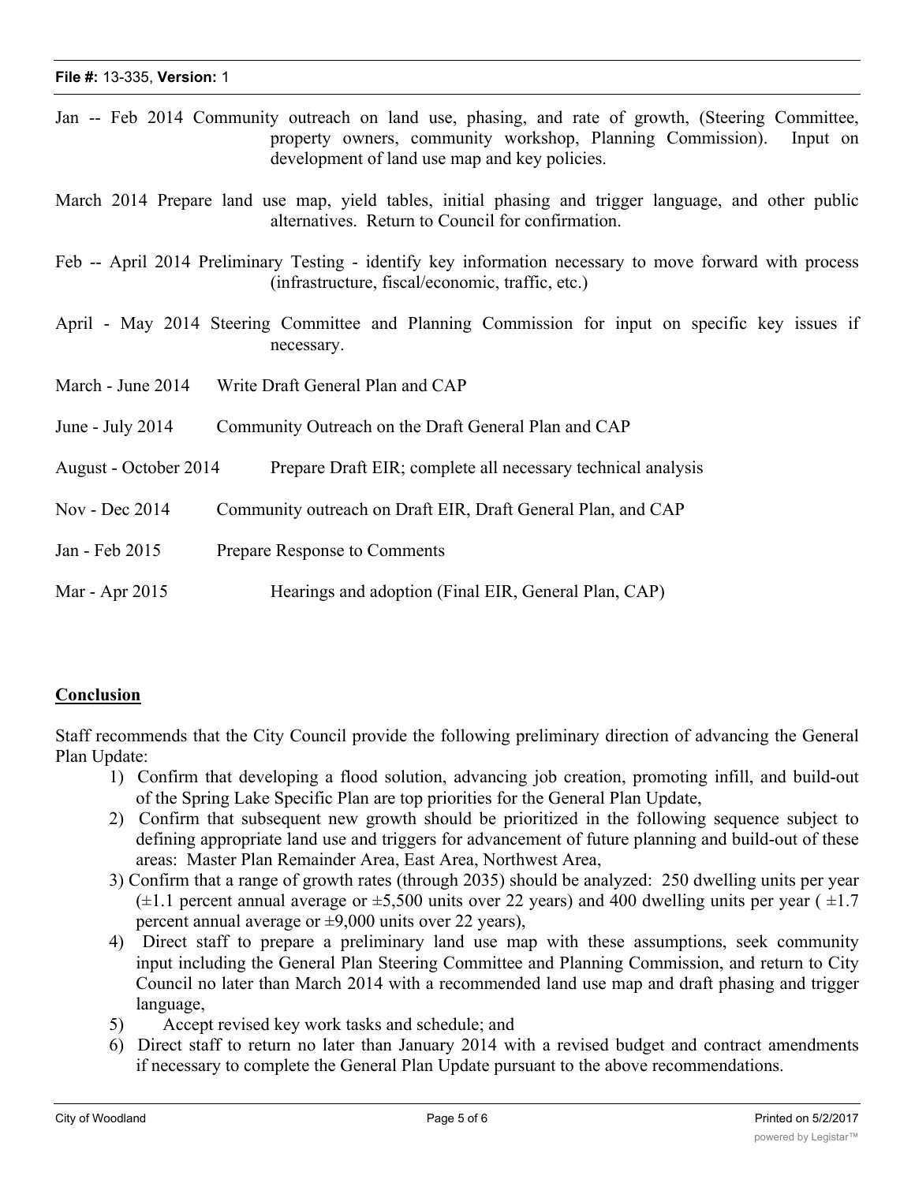Jan -- Feb 2014 Community outreach on land use, phasing, and rate of growth, (Steering Committee, property owners, community workshop, Planning Commission). Input on development of land use map and key policies.

March 2014 Prepare land use map, yield tables, initial phasing and trigger language, and other public alternatives. Return to Council for confirmation.

Feb -- April 2014 Preliminary Testing - identify key information necessary to move forward with process (infrastructure, fiscal/economic, traffic, etc.)

April - May 2014 Steering Committee and Planning Commission for input on specific key issues if necessary.

March - June 2014 Write Draft General Plan and CAP

June - July 2014 Community Outreach on the Draft General Plan and CAP

August - October 2014 Prepare Draft EIR; complete all necessary technical analysis

Nov - Dec 2014 Community outreach on Draft EIR, Draft General Plan, and CAP

Jan - Feb 2015 Prepare Response to Comments

Mar - Apr 2015 Hearings and adoption (Final EIR, General Plan, CAP)

## Conclusion

Staff recommends that the City Council provide the following preliminary direction of advancing the General Plan Update:

1) Confirm that developing a flood solution, advancing job creation, promoting infill, and build-out of the Spring Lake Specific Plan are top priorities for the General Plan Update,
2) Confirm that subsequent new growth should be prioritized in the following sequence subject to defining appropriate land use and triggers for advancement of future planning and build-out of these areas: Master Plan Remainder Area, East Area, Northwest Area,
3) Confirm that a range of growth rates (through 2035) should be analyzed: 250 dwelling units per year (±1.1 percent annual average or ±5,500 units over 22 years) and 400 dwelling units per year ( ±1.7 percent annual average or ±9,000 units over 22 years),
4) Direct staff to prepare a preliminary land use map with these assumptions, seek community input including the General Plan Steering Committee and Planning Commission, and return to City Council no later than March 2014 with a recommended land use map and draft phasing and trigger language,
5) Accept revised key work tasks and schedule; and
6) Direct staff to return no later than January 2014 with a revised budget and contract amendments if necessary to complete the General Plan Update pursuant to the above recommendations.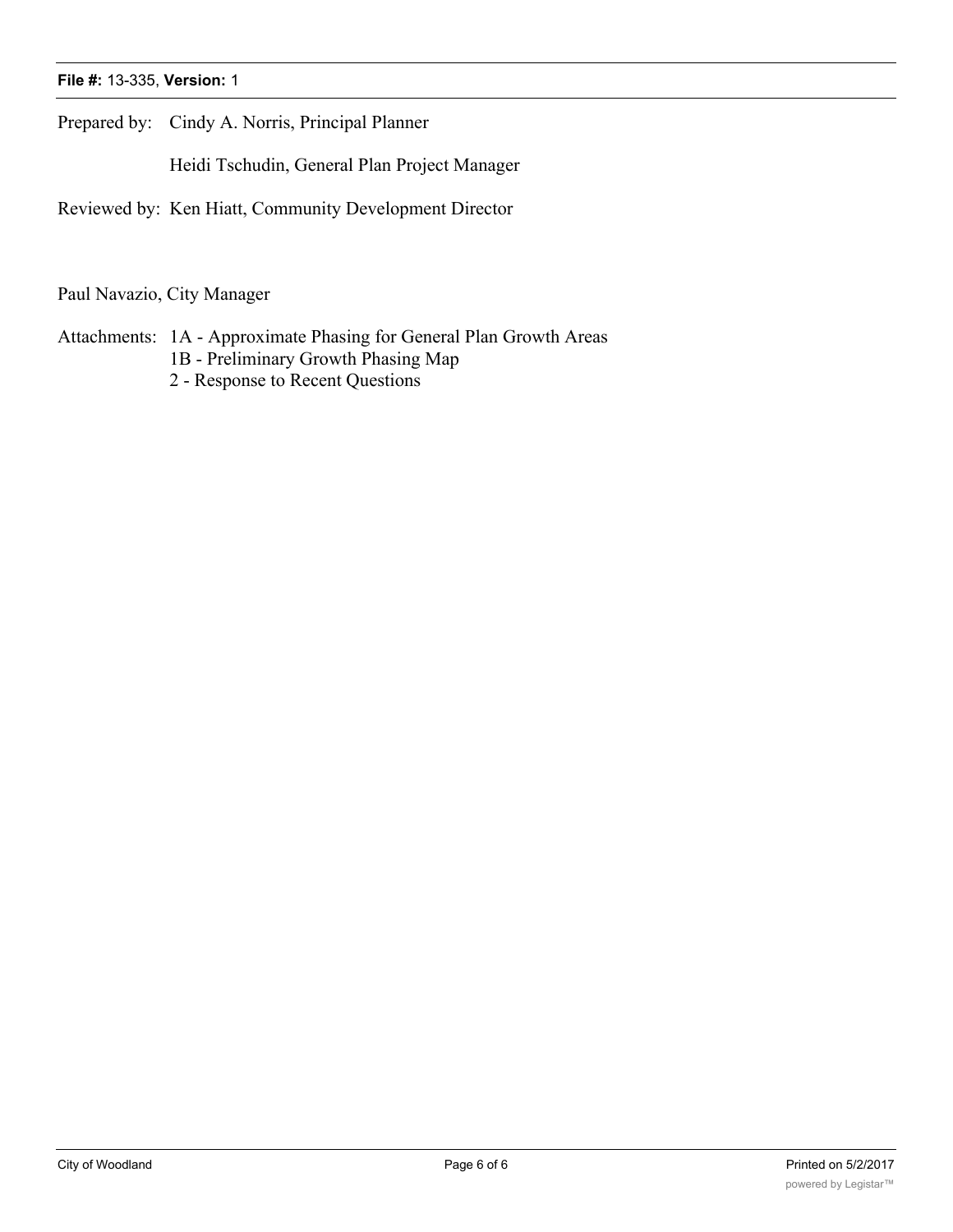Prepared by: Cindy A. Norris, Principal Planner

Heidi Tschudin, General Plan Project Manager

Reviewed by: Ken Hiatt, Community Development Director

Paul Navazio, City Manager

Attachments: 1A - Approximate Phasing for General Plan Growth Areas
1B - Preliminary Growth Phasing Map
2 - Response to Recent Questions